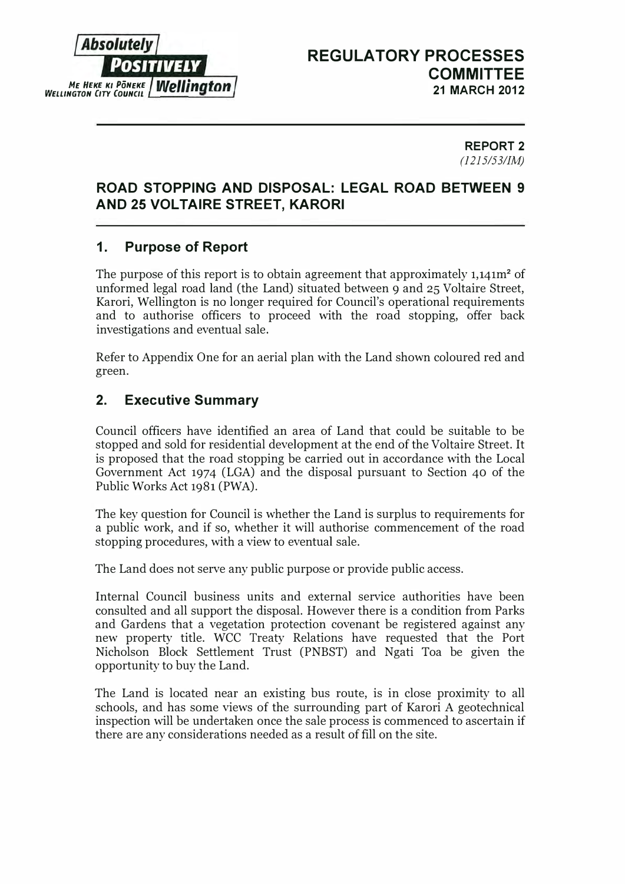Absolutely POSITIVELY Wellington

ME HEKE KI PŌNEKE
WELLINGTON CITY COUNCIL

# REGULATORY PROCESSES COMMITTEE
**21 MARCH 2012**

**REPORT 2**
*(1215/53/IM)*

## ROAD STOPPING AND DISPOSAL: LEGAL ROAD BETWEEN 9 AND 25 VOLTAIRE STREET, KARORI

## 1. Purpose of Report

The purpose of this report is to obtain agreement that approximately 1,141m² of unformed legal road land (the Land) situated between 9 and 25 Voltaire Street, Karori, Wellington is no longer required for Council's operational requirements and to authorise officers to proceed with the road stopping, offer back investigations and eventual sale.

Refer to Appendix One for an aerial plan with the Land shown coloured red and green.

## 2. Executive Summary

Council officers have identified an area of Land that could be suitable to be stopped and sold for residential development at the end of the Voltaire Street. It is proposed that the road stopping be carried out in accordance with the Local Government Act 1974 (LGA) and the disposal pursuant to Section 40 of the Public Works Act 1981 (PWA).

The key question for Council is whether the Land is surplus to requirements for a public work, and if so, whether it will authorise commencement of the road stopping procedures, with a view to eventual sale.

The Land does not serve any public purpose or provide public access.

Internal Council business units and external service authorities have been consulted and all support the disposal. However there is a condition from Parks and Gardens that a vegetation protection covenant be registered against any new property title. WCC Treaty Relations have requested that the Port Nicholson Block Settlement Trust (PNBST) and Ngati Toa be given the opportunity to buy the Land.

The Land is located near an existing bus route, is in close proximity to all schools, and has some views of the surrounding part of Karori A geotechnical inspection will be undertaken once the sale process is commenced to ascertain if there are any considerations needed as a result of fill on the site.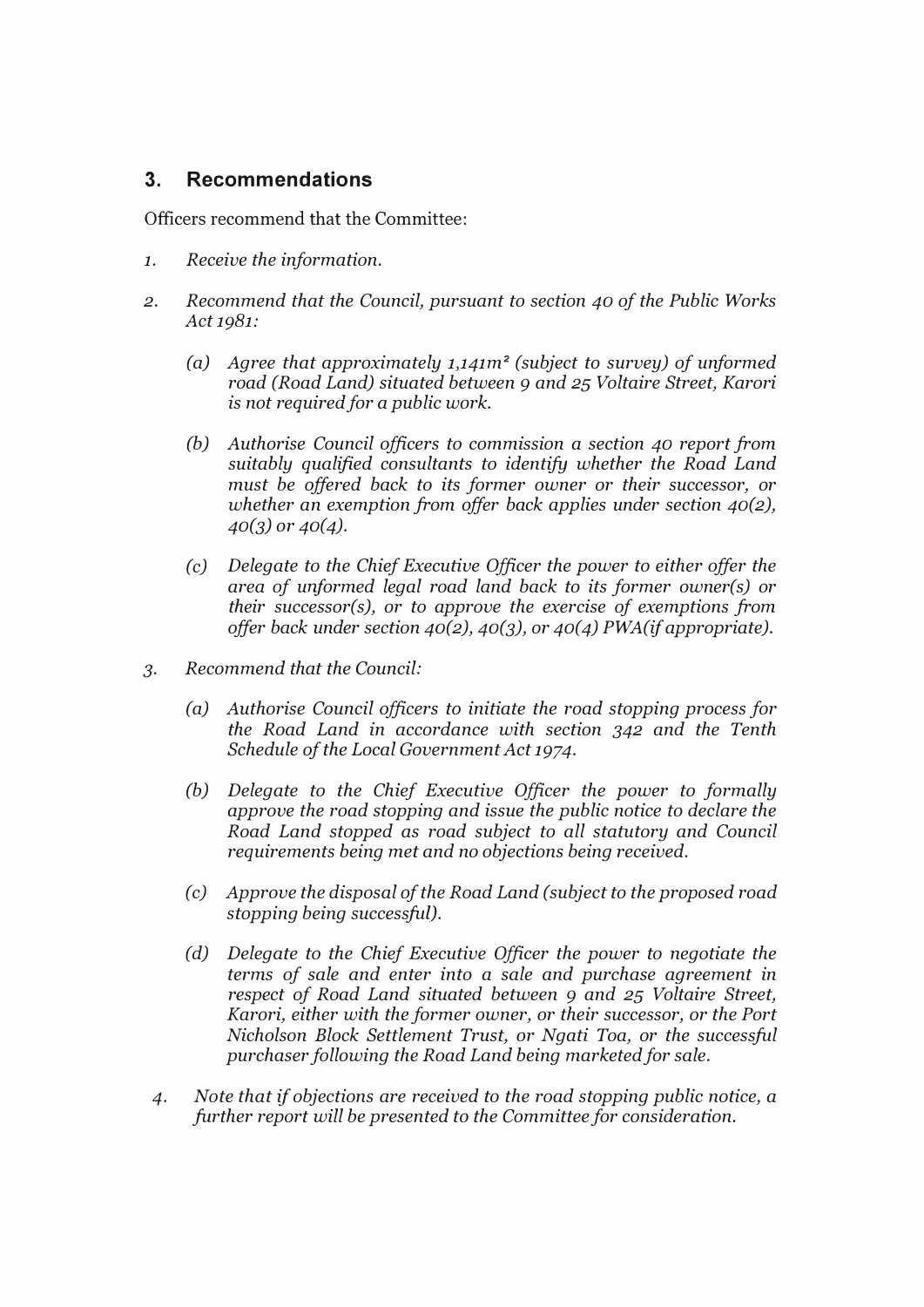## 3. Recommendations

Officers recommend that the Committee:

1. *Receive the information.*

2. *Recommend that the Council, pursuant to section 40 of the Public Works Act 1981:*

   *(a) Agree that approximately 1,141m² (subject to survey) of unformed road (Road Land) situated between 9 and 25 Voltaire Street, Karori is not required for a public work.*

   *(b) Authorise Council officers to commission a section 40 report from suitably qualified consultants to identify whether the Road Land must be offered back to its former owner or their successor, or whether an exemption from offer back applies under section 40(2), 40(3) or 40(4).*

   *(c) Delegate to the Chief Executive Officer the power to either offer the area of unformed legal road land back to its former owner(s) or their successor(s), or to approve the exercise of exemptions from offer back under section 40(2), 40(3), or 40(4) PWA(if appropriate).*

3. *Recommend that the Council:*

   *(a) Authorise Council officers to initiate the road stopping process for the Road Land in accordance with section 342 and the Tenth Schedule of the Local Government Act 1974.*

   *(b) Delegate to the Chief Executive Officer the power to formally approve the road stopping and issue the public notice to declare the Road Land stopped as road subject to all statutory and Council requirements being met and no objections being received.*

   *(c) Approve the disposal of the Road Land (subject to the proposed road stopping being successful).*

   *(d) Delegate to the Chief Executive Officer the power to negotiate the terms of sale and enter into a sale and purchase agreement in respect of Road Land situated between 9 and 25 Voltaire Street, Karori, either with the former owner, or their successor, or the Port Nicholson Block Settlement Trust, or Ngati Toa, or the successful purchaser following the Road Land being marketed for sale.*

4. *Note that if objections are received to the road stopping public notice, a further report will be presented to the Committee for consideration.*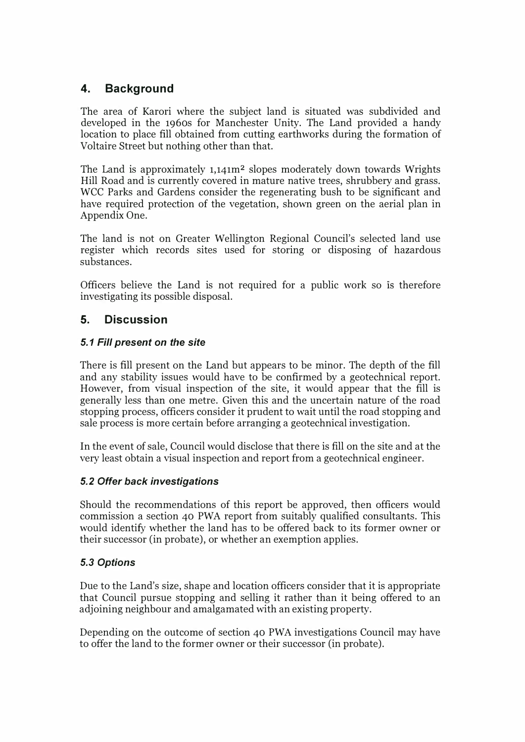## 4. Background

The area of Karori where the subject land is situated was subdivided and developed in the 1960s for Manchester Unity. The Land provided a handy location to place fill obtained from cutting earthworks during the formation of Voltaire Street but nothing other than that.

The Land is approximately 1,141m² slopes moderately down towards Wrights Hill Road and is currently covered in mature native trees, shrubbery and grass. WCC Parks and Gardens consider the regenerating bush to be significant and have required protection of the vegetation, shown green on the aerial plan in Appendix One.

The land is not on Greater Wellington Regional Council's selected land use register which records sites used for storing or disposing of hazardous substances.

Officers believe the Land is not required for a public work so is therefore investigating its possible disposal.

## 5. Discussion

### *5.1 Fill present on the site*

There is fill present on the Land but appears to be minor. The depth of the fill and any stability issues would have to be confirmed by a geotechnical report. However, from visual inspection of the site, it would appear that the fill is generally less than one metre. Given this and the uncertain nature of the road stopping process, officers consider it prudent to wait until the road stopping and sale process is more certain before arranging a geotechnical investigation.

In the event of sale, Council would disclose that there is fill on the site and at the very least obtain a visual inspection and report from a geotechnical engineer.

### *5.2 Offer back investigations*

Should the recommendations of this report be approved, then officers would commission a section 40 PWA report from suitably qualified consultants. This would identify whether the land has to be offered back to its former owner or their successor (in probate), or whether an exemption applies.

### *5.3 Options*

Due to the Land's size, shape and location officers consider that it is appropriate that Council pursue stopping and selling it rather than it being offered to an adjoining neighbour and amalgamated with an existing property.

Depending on the outcome of section 40 PWA investigations Council may have to offer the land to the former owner or their successor (in probate).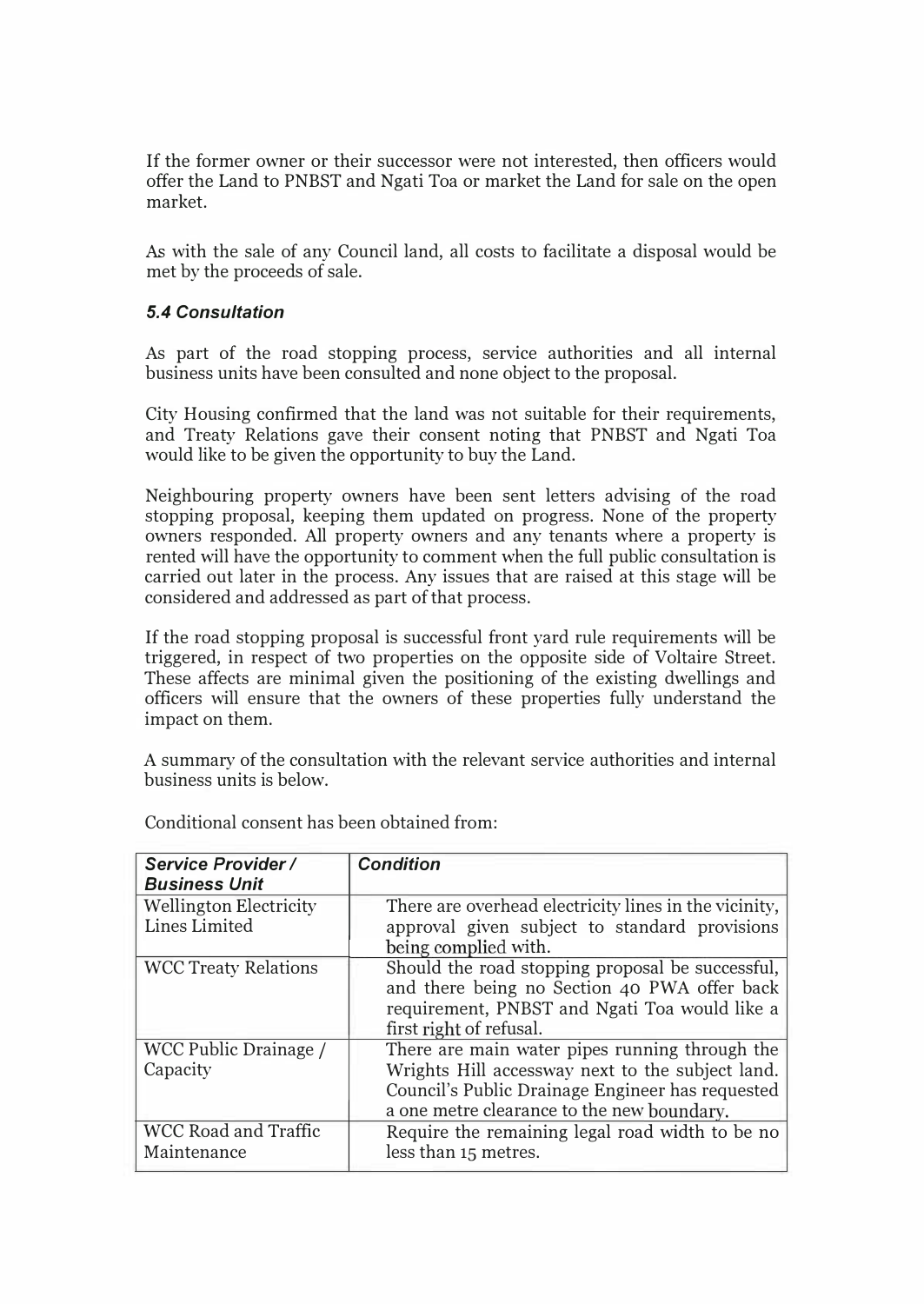If the former owner or their successor were not interested, then officers would offer the Land to PNBST and Ngati Toa or market the Land for sale on the open market.

As with the sale of any Council land, all costs to facilitate a disposal would be met by the proceeds of sale.

### *5.4 Consultation*

As part of the road stopping process, service authorities and all internal business units have been consulted and none object to the proposal.

City Housing confirmed that the land was not suitable for their requirements, and Treaty Relations gave their consent noting that PNBST and Ngati Toa would like to be given the opportunity to buy the Land.

Neighbouring property owners have been sent letters advising of the road stopping proposal, keeping them updated on progress. None of the property owners responded. All property owners and any tenants where a property is rented will have the opportunity to comment when the full public consultation is carried out later in the process. Any issues that are raised at this stage will be considered and addressed as part of that process.

If the road stopping proposal is successful front yard rule requirements will be triggered, in respect of two properties on the opposite side of Voltaire Street. These affects are minimal given the positioning of the existing dwellings and officers will ensure that the owners of these properties fully understand the impact on them.

A summary of the consultation with the relevant service authorities and internal business units is below.

Conditional consent has been obtained from:

| ***Service Provider / Business Unit*** | ***Condition*** |
|---|---|
| Wellington Electricity Lines Limited | There are overhead electricity lines in the vicinity, approval given subject to standard provisions being complied with. |
| WCC Treaty Relations | Should the road stopping proposal be successful, and there being no Section 40 PWA offer back requirement, PNBST and Ngati Toa would like a first right of refusal. |
| WCC Public Drainage / Capacity | There are main water pipes running through the Wrights Hill accessway next to the subject land. Council's Public Drainage Engineer has requested a one metre clearance to the new boundary. |
| WCC Road and Traffic Maintenance | Require the remaining legal road width to be no less than 15 metres. |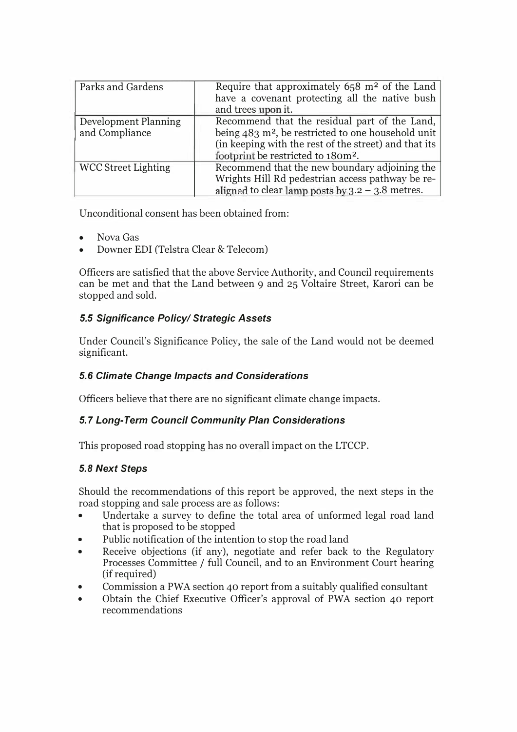| Parks and Gardens | Require that approximately 658 $m^2$ of the Land have a covenant protecting all the native bush and trees upon it. |
|---|---|
| Development Planning and Compliance | Recommend that the residual part of the Land, being 483 $m^2$, be restricted to one household unit (in keeping with the rest of the street) and that its footprint be restricted to 180$m^2$. |
| WCC Street Lighting | Recommend that the new boundary adjoining the Wrights Hill Rd pedestrian access pathway be re-aligned to clear lamp posts by 3.2 – 3.8 metres. |

Unconditional consent has been obtained from:

- Nova Gas
- Downer EDI (Telstra Clear & Telecom)

Officers are satisfied that the above Service Authority, and Council requirements can be met and that the Land between 9 and 25 Voltaire Street, Karori can be stopped and sold.

### *5.5 Significance Policy/ Strategic Assets*

Under Council's Significance Policy, the sale of the Land would not be deemed significant.

### *5.6 Climate Change Impacts and Considerations*

Officers believe that there are no significant climate change impacts.

### *5.7 Long-Term Council Community Plan Considerations*

This proposed road stopping has no overall impact on the LTCCP.

### *5.8 Next Steps*

Should the recommendations of this report be approved, the next steps in the road stopping and sale process are as follows:

- Undertake a survey to define the total area of unformed legal road land that is proposed to be stopped
- Public notification of the intention to stop the road land
- Receive objections (if any), negotiate and refer back to the Regulatory Processes Committee / full Council, and to an Environment Court hearing (if required)
- Commission a PWA section 40 report from a suitably qualified consultant
- Obtain the Chief Executive Officer's approval of PWA section 40 report recommendations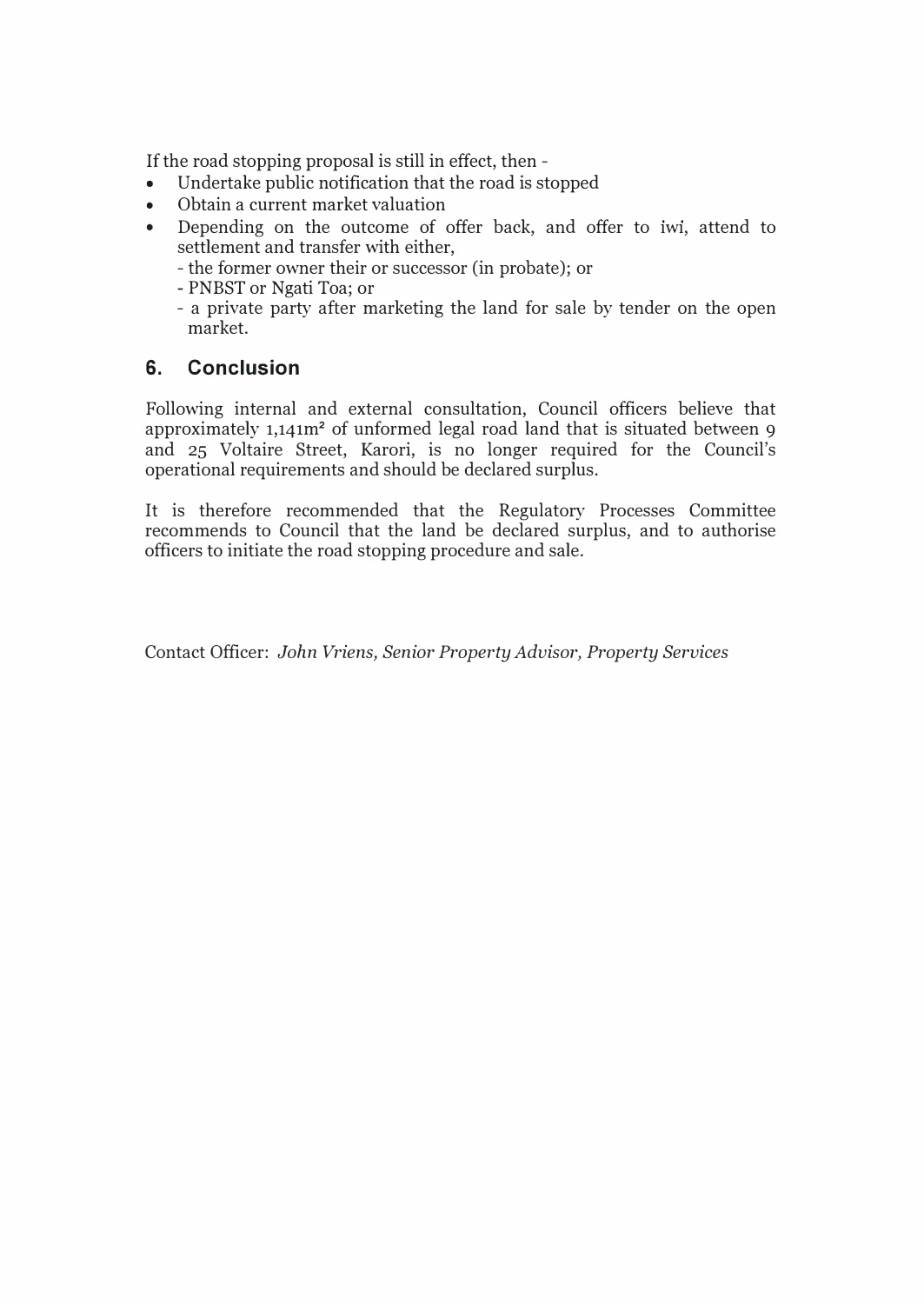If the road stopping proposal is still in effect, then -

- Undertake public notification that the road is stopped
- Obtain a current market valuation
- Depending on the outcome of offer back, and offer to iwi, attend to settlement and transfer with either,
  - the former owner their or successor (in probate); or
  - PNBST or Ngati Toa; or
  - a private party after marketing the land for sale by tender on the open market.

## 6. Conclusion

Following internal and external consultation, Council officers believe that approximately 1,141m² of unformed legal road land that is situated between 9 and 25 Voltaire Street, Karori, is no longer required for the Council's operational requirements and should be declared surplus.

It is therefore recommended that the Regulatory Processes Committee recommends to Council that the land be declared surplus, and to authorise officers to initiate the road stopping procedure and sale.

Contact Officer: *John Vriens, Senior Property Advisor, Property Services*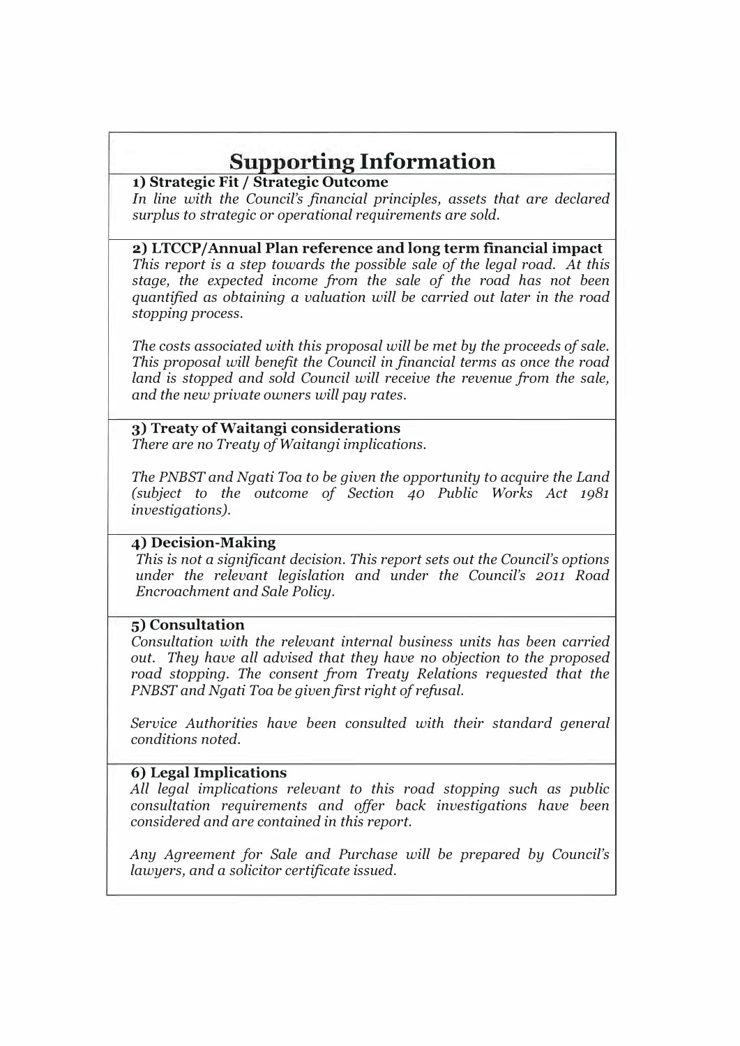# Supporting Information

### 1) Strategic Fit / Strategic Outcome

*In line with the Council's financial principles, assets that are declared surplus to strategic or operational requirements are sold.*

### 2) LTCCP/Annual Plan reference and long term financial impact

*This report is a step towards the possible sale of the legal road. At this stage, the expected income from the sale of the road has not been quantified as obtaining a valuation will be carried out later in the road stopping process.*

*The costs associated with this proposal will be met by the proceeds of sale. This proposal will benefit the Council in financial terms as once the road land is stopped and sold Council will receive the revenue from the sale, and the new private owners will pay rates.*

### 3) Treaty of Waitangi considerations

*There are no Treaty of Waitangi implications.*

*The PNBST and Ngati Toa to be given the opportunity to acquire the Land (subject to the outcome of Section 40 Public Works Act 1981 investigations).*

### 4) Decision-Making

*This is not a significant decision. This report sets out the Council's options under the relevant legislation and under the Council's 2011 Road Encroachment and Sale Policy.*

### 5) Consultation

*Consultation with the relevant internal business units has been carried out. They have all advised that they have no objection to the proposed road stopping. The consent from Treaty Relations requested that the PNBST and Ngati Toa be given first right of refusal.*

*Service Authorities have been consulted with their standard general conditions noted.*

### 6) Legal Implications

*All legal implications relevant to this road stopping such as public consultation requirements and offer back investigations have been considered and are contained in this report.*

*Any Agreement for Sale and Purchase will be prepared by Council's lawyers, and a solicitor certificate issued.*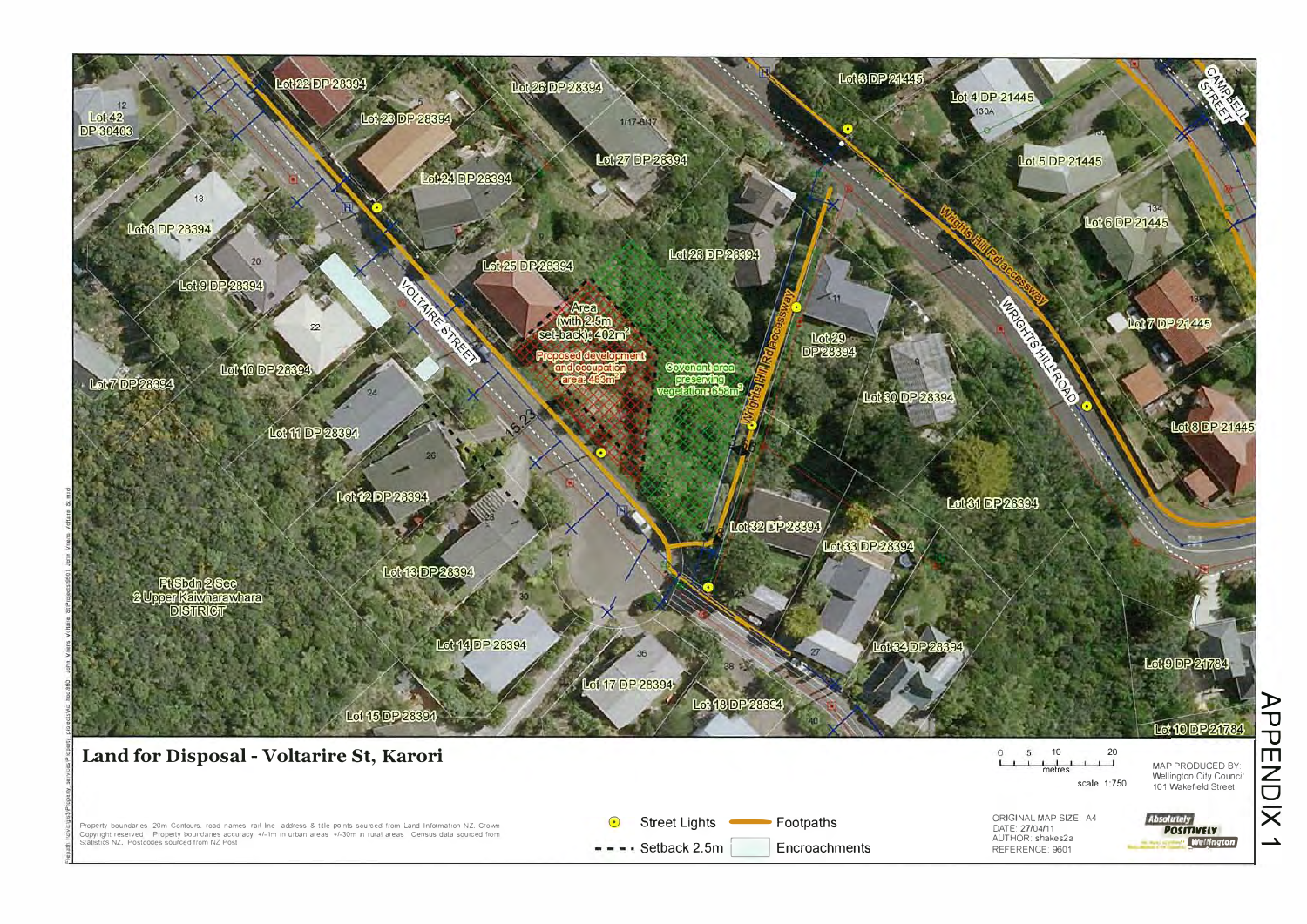# Land for Disposal - Voltarire St, Karori

APPENDIX 1

Lot 22 DP 28394
Lot 23 DP 28394
Lot 26 DP 28394
Lot 27 DP 28394
Lot 24 DP 28394
Lot 25 DP 28394
Lot 28 DP 28394
Lot 29 DP 28394
Lot 30 DP 28394
Lot 31 DP 28394
Lot 32 DP 28394
Lot 33 DP 28394
Lot 34 DP 28394
Lot 3 DP 21445
Lot 4 DP 21445
Lot 5 DP 21445
Lot 6 DP 21445
Lot 7 DP 21445
Lot 8 DP 21445
Lot 9 DP 21784
Lot 10 DP 21784
Lot 42 DP 30403
Lot 8 DP 28394
Lot 9 DP 28394
Lot 10 DP 28394
Lot 7 DP 28394
Lot 11 DP 28394
Lot 12 DP 28394
Lot 13 DP 28394
Lot 14 DP 28394
Lot 15 DP 28394
Lot 17 DP 28394
Lot 18 DP 28394
Pt Sbdn 2 Sec 2 Upper Kaiwharawhara DISTRICT

VOLTAIRE STREET
WRIGHTS HILL ROAD
Wrights Hill Rd accessway
CAMPBELL STREET

Area (with 2.5m set-back): 402m²
Proposed development and occupation area: 483m²
Covenant area preserving vegetation: 656m²

Street Lights
Footpaths
Setback 2.5m
Encroachments

0 5 10 20 metres
scale 1:750

ORIGINAL MAP SIZE: A4
DATE: 27/04/11
AUTHOR: shakes2a
REFERENCE: 9601

MAP PRODUCED BY:
Wellington City Council
101 Wakefield Street

Absolutely Positively Wellington

Property boundaries, 20m Contours, road names, rail line, address & title points sourced from Land Information NZ. Crown Copyright reserved. Property boundaries accuracy +/-1m in urban areas, +/-30m in rural areas. Census data sourced from Statistics NZ. Postcodes sourced from NZ Post.